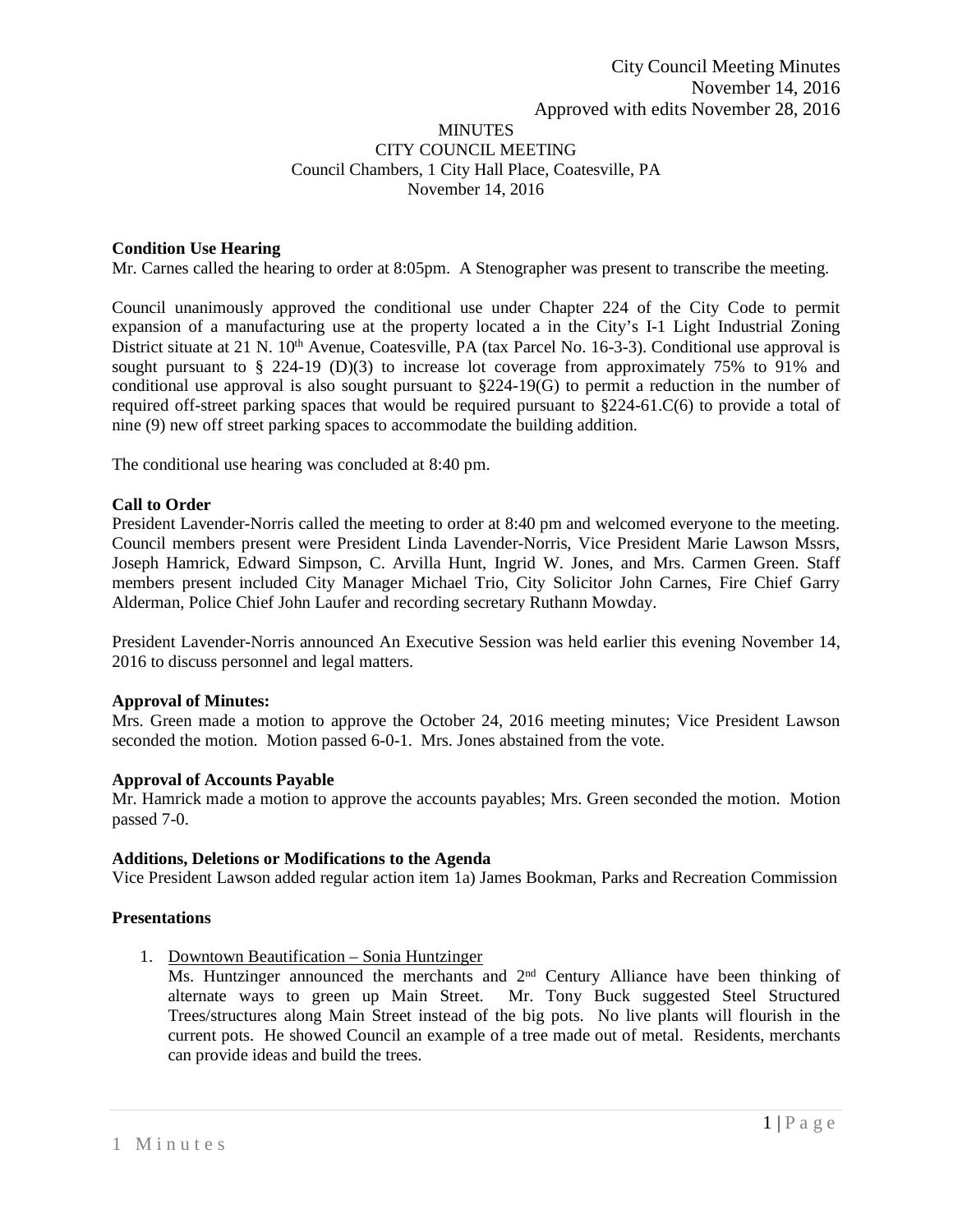City Council Meeting Minutes
November 14, 2016
Approved with edits November 28, 2016

MINUTES
CITY COUNCIL MEETING
Council Chambers, 1 City Hall Place, Coatesville, PA
November 14, 2016

**Condition Use Hearing**

Mr. Carnes called the hearing to order at 8:05pm. A Stenographer was present to transcribe the meeting.

Council unanimously approved the conditional use under Chapter 224 of the City Code to permit expansion of a manufacturing use at the property located a in the City's I-1 Light Industrial Zoning District situate at 21 N. 10th Avenue, Coatesville, PA (tax Parcel No. 16-3-3). Conditional use approval is sought pursuant to § 224-19 (D)(3) to increase lot coverage from approximately 75% to 91% and conditional use approval is also sought pursuant to §224-19(G) to permit a reduction in the number of required off-street parking spaces that would be required pursuant to §224-61.C(6) to provide a total of nine (9) new off street parking spaces to accommodate the building addition.

The conditional use hearing was concluded at 8:40 pm.

**Call to Order**

President Lavender-Norris called the meeting to order at 8:40 pm and welcomed everyone to the meeting. Council members present were President Linda Lavender-Norris, Vice President Marie Lawson Mssrs, Joseph Hamrick, Edward Simpson, C. Arvilla Hunt, Ingrid W. Jones, and Mrs. Carmen Green. Staff members present included City Manager Michael Trio, City Solicitor John Carnes, Fire Chief Garry Alderman, Police Chief John Laufer and recording secretary Ruthann Mowday.

President Lavender-Norris announced An Executive Session was held earlier this evening November 14, 2016 to discuss personnel and legal matters.

**Approval of Minutes:**

Mrs. Green made a motion to approve the October 24, 2016 meeting minutes; Vice President Lawson seconded the motion. Motion passed 6-0-1. Mrs. Jones abstained from the vote.

**Approval of Accounts Payable**

Mr. Hamrick made a motion to approve the accounts payables; Mrs. Green seconded the motion. Motion passed 7-0.

**Additions, Deletions or Modifications to the Agenda**

Vice President Lawson added regular action item 1a) James Bookman, Parks and Recreation Commission

**Presentations**

1. Downtown Beautification – Sonia Huntzinger
   Ms. Huntzinger announced the merchants and 2nd Century Alliance have been thinking of alternate ways to green up Main Street. Mr. Tony Buck suggested Steel Structured Trees/structures along Main Street instead of the big pots. No live plants will flourish in the current pots. He showed Council an example of a tree made out of metal. Residents, merchants can provide ideas and build the trees.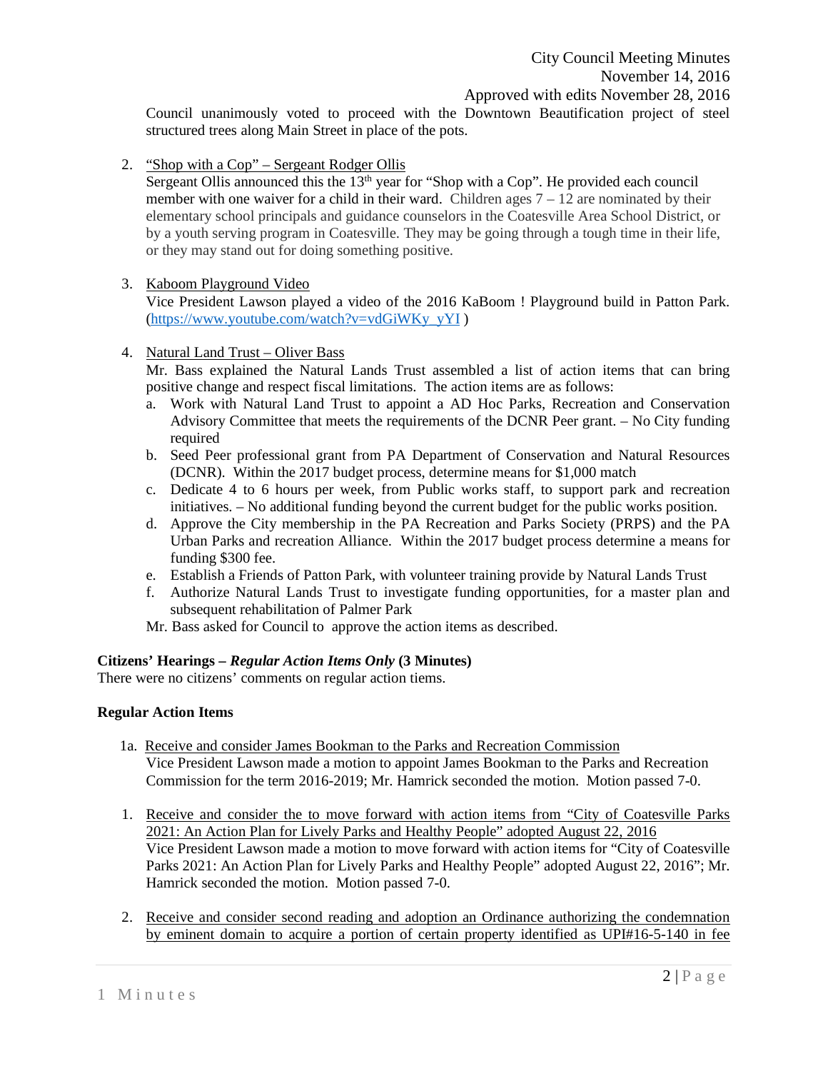Council unanimously voted to proceed with the Downtown Beautification project of steel structured trees along Main Street in place of the pots.

2. "Shop with a Cop" – Sergeant Rodger Ollis
   Sergeant Ollis announced this the 13th year for "Shop with a Cop". He provided each council member with one waiver for a child in their ward. Children ages 7 – 12 are nominated by their elementary school principals and guidance counselors in the Coatesville Area School District, or by a youth serving program in Coatesville. They may be going through a tough time in their life, or they may stand out for doing something positive.

3. Kaboom Playground Video
   Vice President Lawson played a video of the 2016 KaBoom ! Playground build in Patton Park. (https://www.youtube.com/watch?v=vdGiWKy_yYI )

4. Natural Land Trust – Oliver Bass
   Mr. Bass explained the Natural Lands Trust assembled a list of action items that can bring positive change and respect fiscal limitations. The action items are as follows:
   a. Work with Natural Land Trust to appoint a AD Hoc Parks, Recreation and Conservation Advisory Committee that meets the requirements of the DCNR Peer grant. – No City funding required
   b. Seed Peer professional grant from PA Department of Conservation and Natural Resources (DCNR). Within the 2017 budget process, determine means for $1,000 match
   c. Dedicate 4 to 6 hours per week, from Public works staff, to support park and recreation initiatives. – No additional funding beyond the current budget for the public works position.
   d. Approve the City membership in the PA Recreation and Parks Society (PRPS) and the PA Urban Parks and recreation Alliance. Within the 2017 budget process determine a means for funding $300 fee.
   e. Establish a Friends of Patton Park, with volunteer training provide by Natural Lands Trust
   f. Authorize Natural Lands Trust to investigate funding opportunities, for a master plan and subsequent rehabilitation of Palmer Park

   Mr. Bass asked for Council to approve the action items as described.

**Citizens' Hearings – *Regular Action Items Only* (3 Minutes)**
There were no citizens' comments on regular action tiems.

**Regular Action Items**

1a. Receive and consider James Bookman to the Parks and Recreation Commission
   Vice President Lawson made a motion to appoint James Bookman to the Parks and Recreation Commission for the term 2016-2019; Mr. Hamrick seconded the motion. Motion passed 7-0.

1. Receive and consider the to move forward with action items from "City of Coatesville Parks 2021: An Action Plan for Lively Parks and Healthy People" adopted August 22, 2016
   Vice President Lawson made a motion to move forward with action items for "City of Coatesville Parks 2021: An Action Plan for Lively Parks and Healthy People" adopted August 22, 2016"; Mr. Hamrick seconded the motion. Motion passed 7-0.

2. Receive and consider second reading and adoption an Ordinance authorizing the condemnation by eminent domain to acquire a portion of certain property identified as UPI#16-5-140 in fee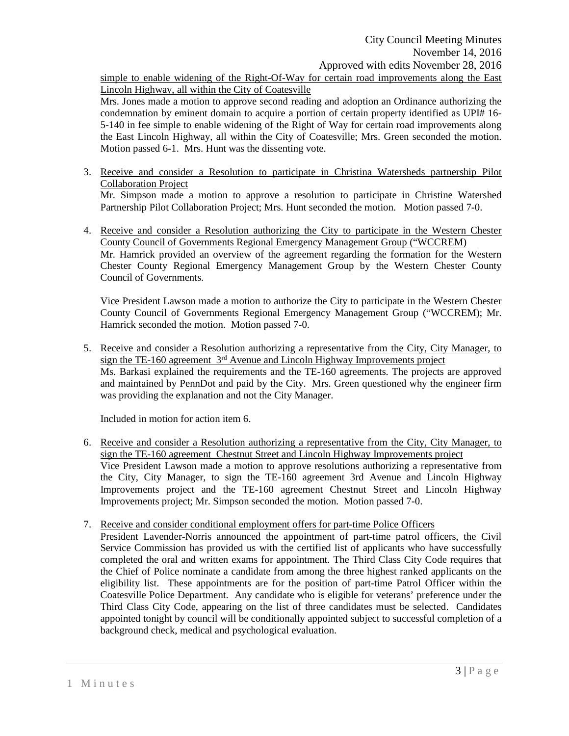simple to enable widening of the Right-Of-Way for certain road improvements along the East Lincoln Highway, all within the City of Coatesville

Mrs. Jones made a motion to approve second reading and adoption an Ordinance authorizing the condemnation by eminent domain to acquire a portion of certain property identified as UPI# 16-5-140 in fee simple to enable widening of the Right of Way for certain road improvements along the East Lincoln Highway, all within the City of Coatesville; Mrs. Green seconded the motion. Motion passed 6-1. Mrs. Hunt was the dissenting vote.

3. Receive and consider a Resolution to participate in Christina Watersheds partnership Pilot Collaboration Project

   Mr. Simpson made a motion to approve a resolution to participate in Christine Watershed Partnership Pilot Collaboration Project; Mrs. Hunt seconded the motion. Motion passed 7-0.

4. Receive and consider a Resolution authorizing the City to participate in the Western Chester County Council of Governments Regional Emergency Management Group ("WCCREM)

   Mr. Hamrick provided an overview of the agreement regarding the formation for the Western Chester County Regional Emergency Management Group by the Western Chester County Council of Governments.

   Vice President Lawson made a motion to authorize the City to participate in the Western Chester County Council of Governments Regional Emergency Management Group ("WCCREM); Mr. Hamrick seconded the motion. Motion passed 7-0.

5. Receive and consider a Resolution authorizing a representative from the City, City Manager, to sign the TE-160 agreement 3rd Avenue and Lincoln Highway Improvements project

   Ms. Barkasi explained the requirements and the TE-160 agreements. The projects are approved and maintained by PennDot and paid by the City. Mrs. Green questioned why the engineer firm was providing the explanation and not the City Manager.

   Included in motion for action item 6.

6. Receive and consider a Resolution authorizing a representative from the City, City Manager, to sign the TE-160 agreement Chestnut Street and Lincoln Highway Improvements project

   Vice President Lawson made a motion to approve resolutions authorizing a representative from the City, City Manager, to sign the TE-160 agreement 3rd Avenue and Lincoln Highway Improvements project and the TE-160 agreement Chestnut Street and Lincoln Highway Improvements project; Mr. Simpson seconded the motion. Motion passed 7-0.

7. Receive and consider conditional employment offers for part-time Police Officers

   President Lavender-Norris announced the appointment of part-time patrol officers, the Civil Service Commission has provided us with the certified list of applicants who have successfully completed the oral and written exams for appointment. The Third Class City Code requires that the Chief of Police nominate a candidate from among the three highest ranked applicants on the eligibility list. These appointments are for the position of part-time Patrol Officer within the Coatesville Police Department. Any candidate who is eligible for veterans' preference under the Third Class City Code, appearing on the list of three candidates must be selected. Candidates appointed tonight by council will be conditionally appointed subject to successful completion of a background check, medical and psychological evaluation.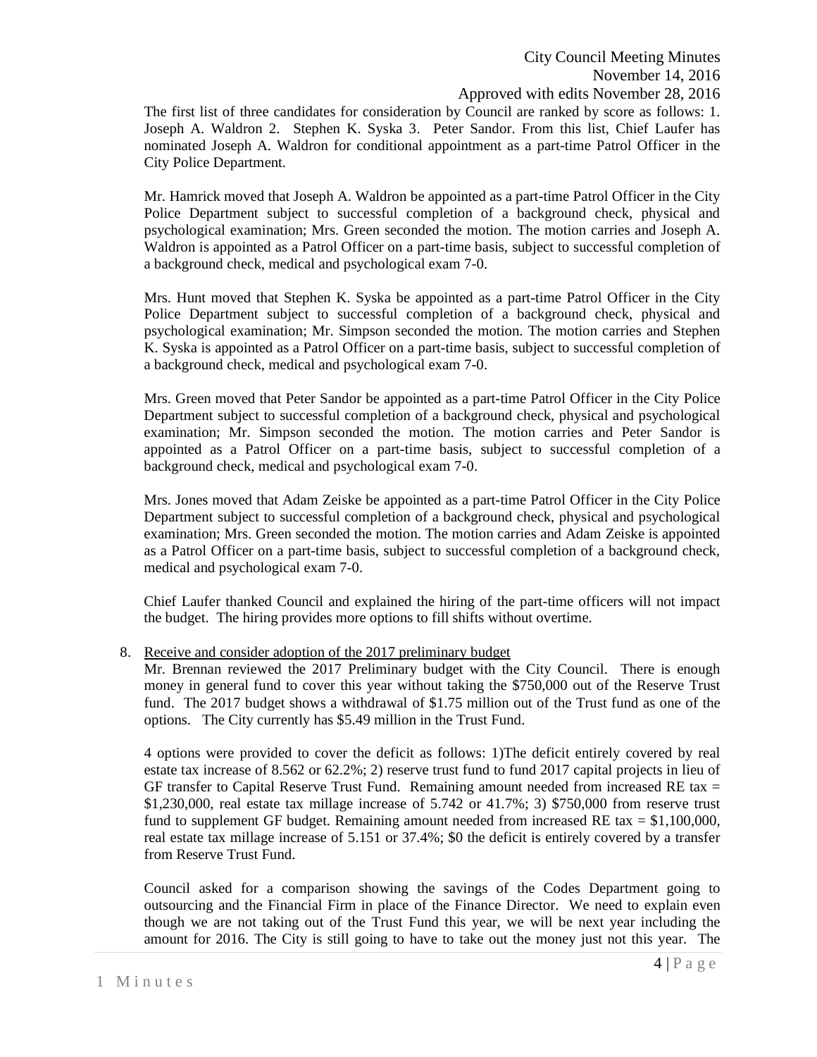The first list of three candidates for consideration by Council are ranked by score as follows: 1. Joseph A. Waldron 2. Stephen K. Syska 3. Peter Sandor. From this list, Chief Laufer has nominated Joseph A. Waldron for conditional appointment as a part-time Patrol Officer in the City Police Department.

Mr. Hamrick moved that Joseph A. Waldron be appointed as a part-time Patrol Officer in the City Police Department subject to successful completion of a background check, physical and psychological examination; Mrs. Green seconded the motion. The motion carries and Joseph A. Waldron is appointed as a Patrol Officer on a part-time basis, subject to successful completion of a background check, medical and psychological exam 7-0.

Mrs. Hunt moved that Stephen K. Syska be appointed as a part-time Patrol Officer in the City Police Department subject to successful completion of a background check, physical and psychological examination; Mr. Simpson seconded the motion. The motion carries and Stephen K. Syska is appointed as a Patrol Officer on a part-time basis, subject to successful completion of a background check, medical and psychological exam 7-0.

Mrs. Green moved that Peter Sandor be appointed as a part-time Patrol Officer in the City Police Department subject to successful completion of a background check, physical and psychological examination; Mr. Simpson seconded the motion. The motion carries and Peter Sandor is appointed as a Patrol Officer on a part-time basis, subject to successful completion of a background check, medical and psychological exam 7-0.

Mrs. Jones moved that Adam Zeiske be appointed as a part-time Patrol Officer in the City Police Department subject to successful completion of a background check, physical and psychological examination; Mrs. Green seconded the motion. The motion carries and Adam Zeiske is appointed as a Patrol Officer on a part-time basis, subject to successful completion of a background check, medical and psychological exam 7-0.

Chief Laufer thanked Council and explained the hiring of the part-time officers will not impact the budget. The hiring provides more options to fill shifts without overtime.

8. Receive and consider adoption of the 2017 preliminary budget

Mr. Brennan reviewed the 2017 Preliminary budget with the City Council. There is enough money in general fund to cover this year without taking the $750,000 out of the Reserve Trust fund. The 2017 budget shows a withdrawal of $1.75 million out of the Trust fund as one of the options. The City currently has $5.49 million in the Trust Fund.

4 options were provided to cover the deficit as follows: 1)The deficit entirely covered by real estate tax increase of 8.562 or 62.2%; 2) reserve trust fund to fund 2017 capital projects in lieu of GF transfer to Capital Reserve Trust Fund. Remaining amount needed from increased RE tax = $1,230,000, real estate tax millage increase of 5.742 or 41.7%; 3) $750,000 from reserve trust fund to supplement GF budget. Remaining amount needed from increased RE tax = $1,100,000, real estate tax millage increase of 5.151 or 37.4%; $0 the deficit is entirely covered by a transfer from Reserve Trust Fund.

Council asked for a comparison showing the savings of the Codes Department going to outsourcing and the Financial Firm in place of the Finance Director. We need to explain even though we are not taking out of the Trust Fund this year, we will be next year including the amount for 2016. The City is still going to have to take out the money just not this year. The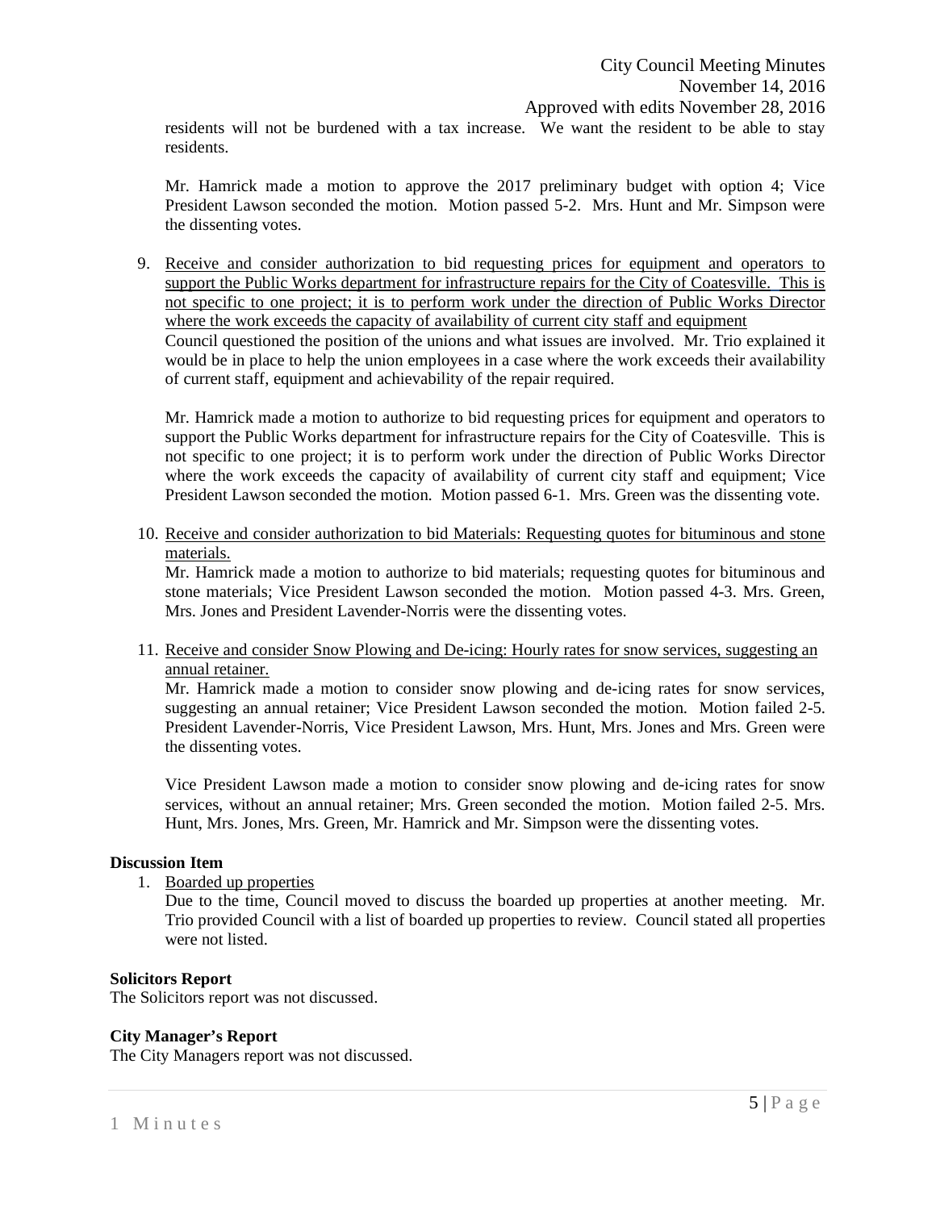residents will not be burdened with a tax increase. We want the resident to be able to stay residents.

Mr. Hamrick made a motion to approve the 2017 preliminary budget with option 4; Vice President Lawson seconded the motion. Motion passed 5-2. Mrs. Hunt and Mr. Simpson were the dissenting votes.

9. Receive and consider authorization to bid requesting prices for equipment and operators to support the Public Works department for infrastructure repairs for the City of Coatesville. This is not specific to one project; it is to perform work under the direction of Public Works Director where the work exceeds the capacity of availability of current city staff and equipment
   Council questioned the position of the unions and what issues are involved. Mr. Trio explained it would be in place to help the union employees in a case where the work exceeds their availability of current staff, equipment and achievability of the repair required.

   Mr. Hamrick made a motion to authorize to bid requesting prices for equipment and operators to support the Public Works department for infrastructure repairs for the City of Coatesville. This is not specific to one project; it is to perform work under the direction of Public Works Director where the work exceeds the capacity of availability of current city staff and equipment; Vice President Lawson seconded the motion. Motion passed 6-1. Mrs. Green was the dissenting vote.

10. Receive and consider authorization to bid Materials: Requesting quotes for bituminous and stone materials.
    Mr. Hamrick made a motion to authorize to bid materials; requesting quotes for bituminous and stone materials; Vice President Lawson seconded the motion. Motion passed 4-3. Mrs. Green, Mrs. Jones and President Lavender-Norris were the dissenting votes.

11. Receive and consider Snow Plowing and De-icing: Hourly rates for snow services, suggesting an annual retainer.
    Mr. Hamrick made a motion to consider snow plowing and de-icing rates for snow services, suggesting an annual retainer; Vice President Lawson seconded the motion. Motion failed 2-5. President Lavender-Norris, Vice President Lawson, Mrs. Hunt, Mrs. Jones and Mrs. Green were the dissenting votes.

    Vice President Lawson made a motion to consider snow plowing and de-icing rates for snow services, without an annual retainer; Mrs. Green seconded the motion. Motion failed 2-5. Mrs. Hunt, Mrs. Jones, Mrs. Green, Mr. Hamrick and Mr. Simpson were the dissenting votes.

**Discussion Item**

1. Boarded up properties
   Due to the time, Council moved to discuss the boarded up properties at another meeting. Mr. Trio provided Council with a list of boarded up properties to review. Council stated all properties were not listed.

**Solicitors Report**

The Solicitors report was not discussed.

**City Manager's Report**

The City Managers report was not discussed.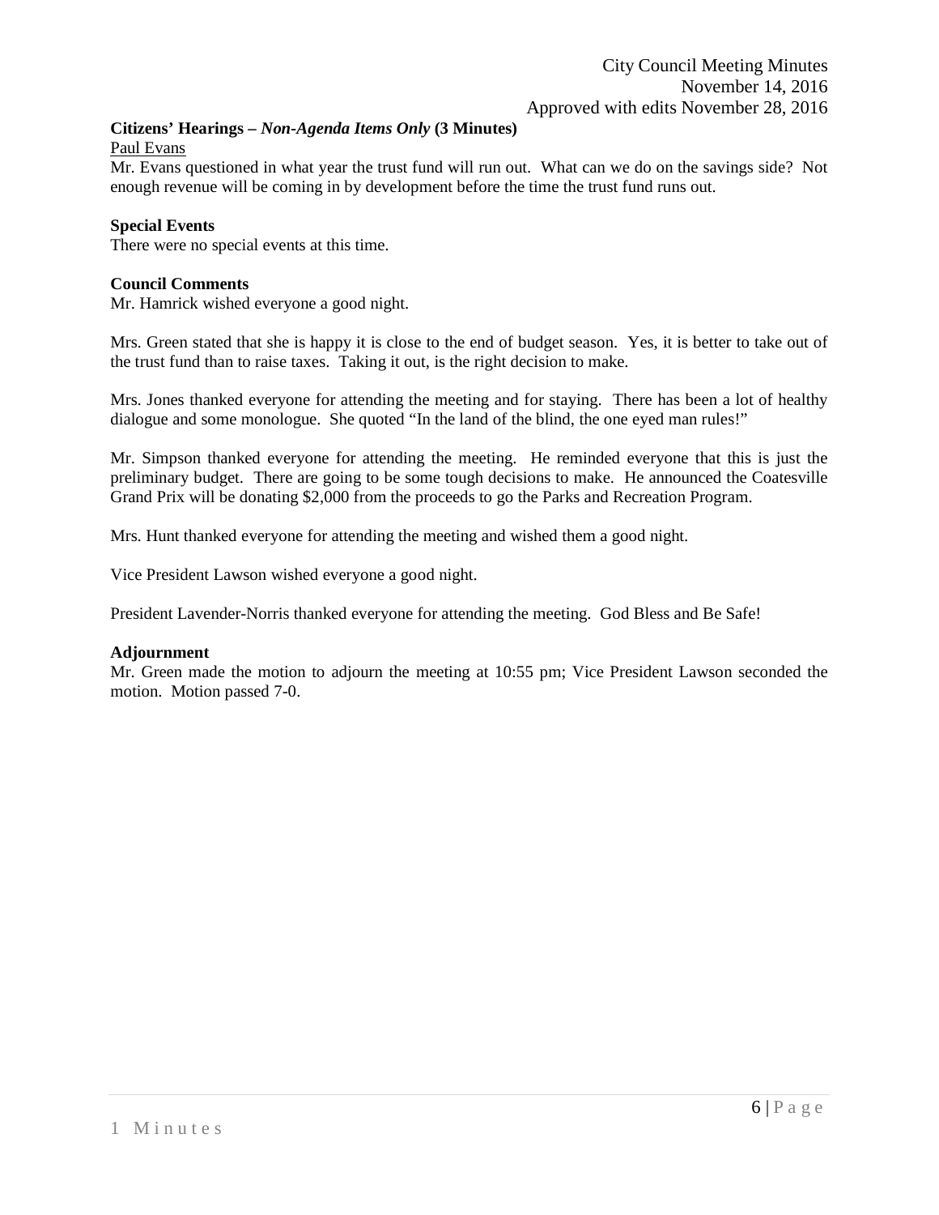**Citizens' Hearings – *Non-Agenda Items Only* (3 Minutes)**

Paul Evans

Mr. Evans questioned in what year the trust fund will run out. What can we do on the savings side? Not enough revenue will be coming in by development before the time the trust fund runs out.

**Special Events**

There were no special events at this time.

**Council Comments**

Mr. Hamrick wished everyone a good night.

Mrs. Green stated that she is happy it is close to the end of budget season. Yes, it is better to take out of the trust fund than to raise taxes. Taking it out, is the right decision to make.

Mrs. Jones thanked everyone for attending the meeting and for staying. There has been a lot of healthy dialogue and some monologue. She quoted "In the land of the blind, the one eyed man rules!"

Mr. Simpson thanked everyone for attending the meeting. He reminded everyone that this is just the preliminary budget. There are going to be some tough decisions to make. He announced the Coatesville Grand Prix will be donating $2,000 from the proceeds to go the Parks and Recreation Program.

Mrs. Hunt thanked everyone for attending the meeting and wished them a good night.

Vice President Lawson wished everyone a good night.

President Lavender-Norris thanked everyone for attending the meeting. God Bless and Be Safe!

**Adjournment**

Mr. Green made the motion to adjourn the meeting at 10:55 pm; Vice President Lawson seconded the motion. Motion passed 7-0.